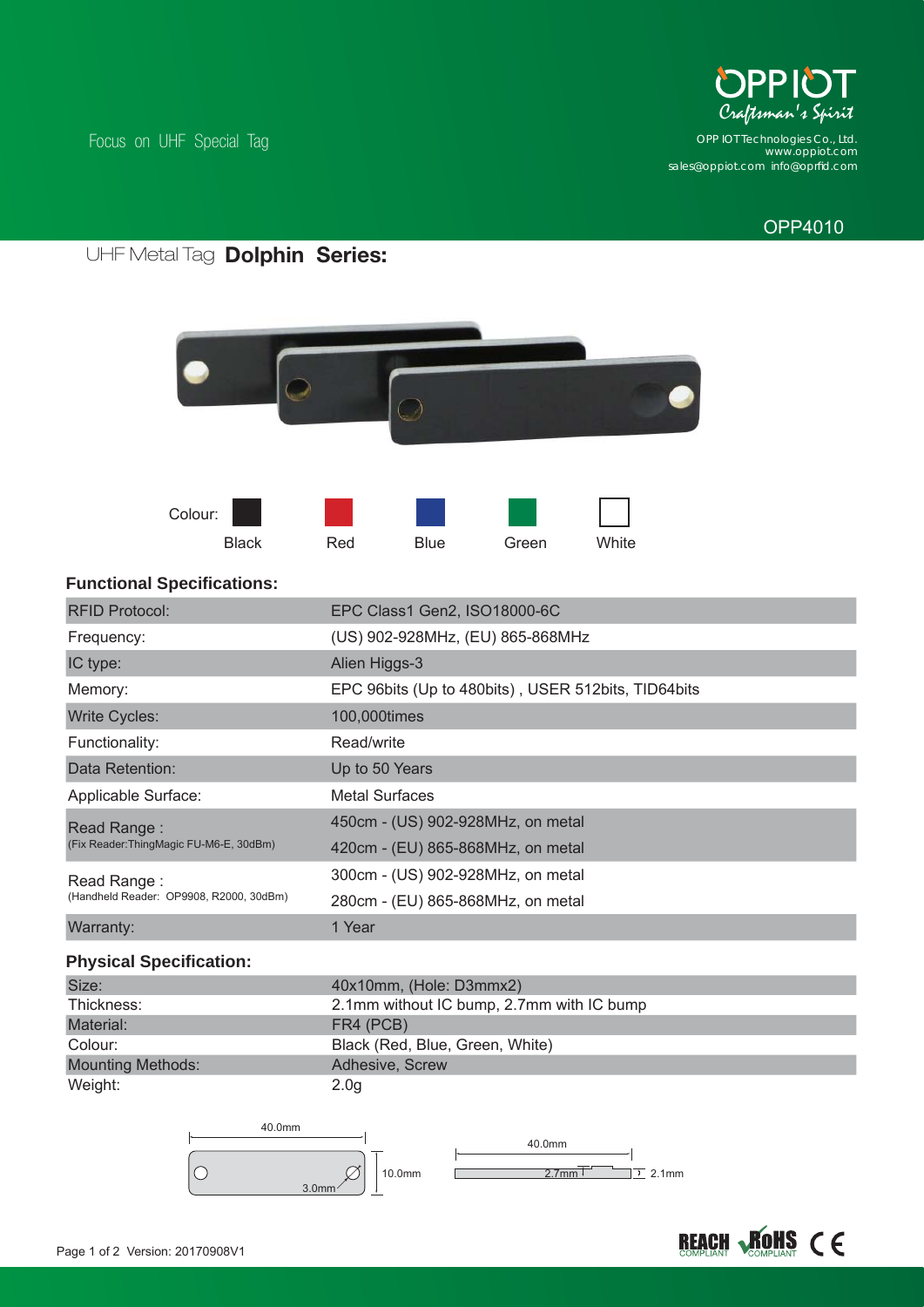Focus on UHF Special Tag

OPP IOT Craftsman's Spirit

OPP IOT Technologies Co., Ltd.
www.oppiot.com
sales@oppiot.com info@oprfid.com

OPP4010

# UHF Metal Tag **Dolphin Series:**

Colour: Black, Red, Blue, Green, White

## Functional Specifications:

| | |
|---|---|
| RFID Protocol: | EPC Class1 Gen2, ISO18000-6C |
| Frequency: | (US) 902-928MHz, (EU) 865-868MHz |
| IC type: | Alien Higgs-3 |
| Memory: | EPC 96bits (Up to 480bits) , USER 512bits, TID64bits |
| Write Cycles: | 100,000times |
| Functionality: | Read/write |
| Data Retention: | Up to 50 Years |
| Applicable Surface: | Metal Surfaces |
| Read Range : (Fix Reader:ThingMagic FU-M6-E, 30dBm) | 450cm - (US) 902-928MHz, on metal<br>420cm - (EU) 865-868MHz, on metal |
| Read Range : (Handheld Reader: OP9908, R2000, 30dBm) | 300cm - (US) 902-928MHz, on metal<br>280cm - (EU) 865-868MHz, on metal |
| Warranty: | 1 Year |

## Physical Specification:

| | |
|---|---|
| Size: | 40x10mm, (Hole: D3mmx2) |
| Thickness: | 2.1mm without IC bump, 2.7mm with IC bump |
| Material: | FR4 (PCB) |
| Colour: | Black (Red, Blue, Green, White) |
| Mounting Methods: | Adhesive, Screw |
| Weight: | 2.0g |

40.0mm, 10.0mm, 3.0mm, 40.0mm, 2.7mm, 2.1mm

REACH COMPLIANT RoHS COMPLIANT CE

Version: 20170908V1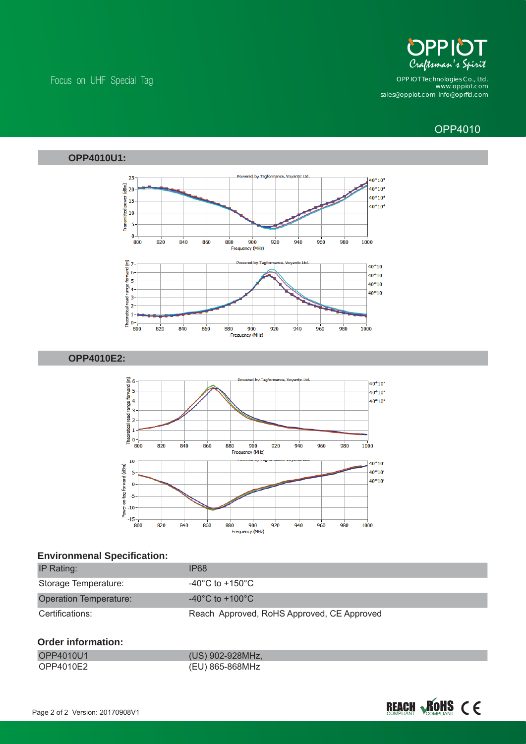Focus on UHF Special Tag

OPP IOT Technologies Co., Ltd.
www.oppiot.com
sales@oppiot.com info@oprfid.com

OPP4010

## OPP4010U1:

Powered by Tagformance, Voyantic Ltd.
Transmitted power (dBm)
25
20
15
10
5
0
800 820 840 860 880 900 920 940 960 980 1000
Frequency (MHz)
40*10*
40*10*
40*10*
40*10*

Powered by Tagformance, Voyantic Ltd.
Theoretical read range forward (m)
7
6
5
4
3
2
1
0
800 820 840 860 880 900 920 940 960 980 1000
Frequency (MHz)
40*10
40*10
40*10
40*10

## OPP4010E2:

Powered by Tagformance, Voyantic Ltd.
Theoretical read range forward (m)
6
5
4
3
2
1
0
800 820 840 860 880 900 920 940 960 980 1000
Frequency (MHz)
40*10*
40*10*
40*10*

Power on tag forward (dBm)
10
5
0
-5
-10
-15
800 820 840 860 880 900 920 940 960 980 1000
Frequency (MHz)
40*10
40*10
40*10

### Environmenal Specification:

| | |
|---|---|
| IP Rating: | IP68 |
| Storage Temperature: | -40°C to +150°C |
| Operation Temperature: | -40°C to +100°C |
| Certifications: | Reach Approved, RoHS Approved, CE Approved |

### Order information:

| | |
|---|---|
| OPP4010U1 | (US) 902-928MHz, |
| OPP4010E2 | (EU) 865-868MHz |

Version: 20170908V1